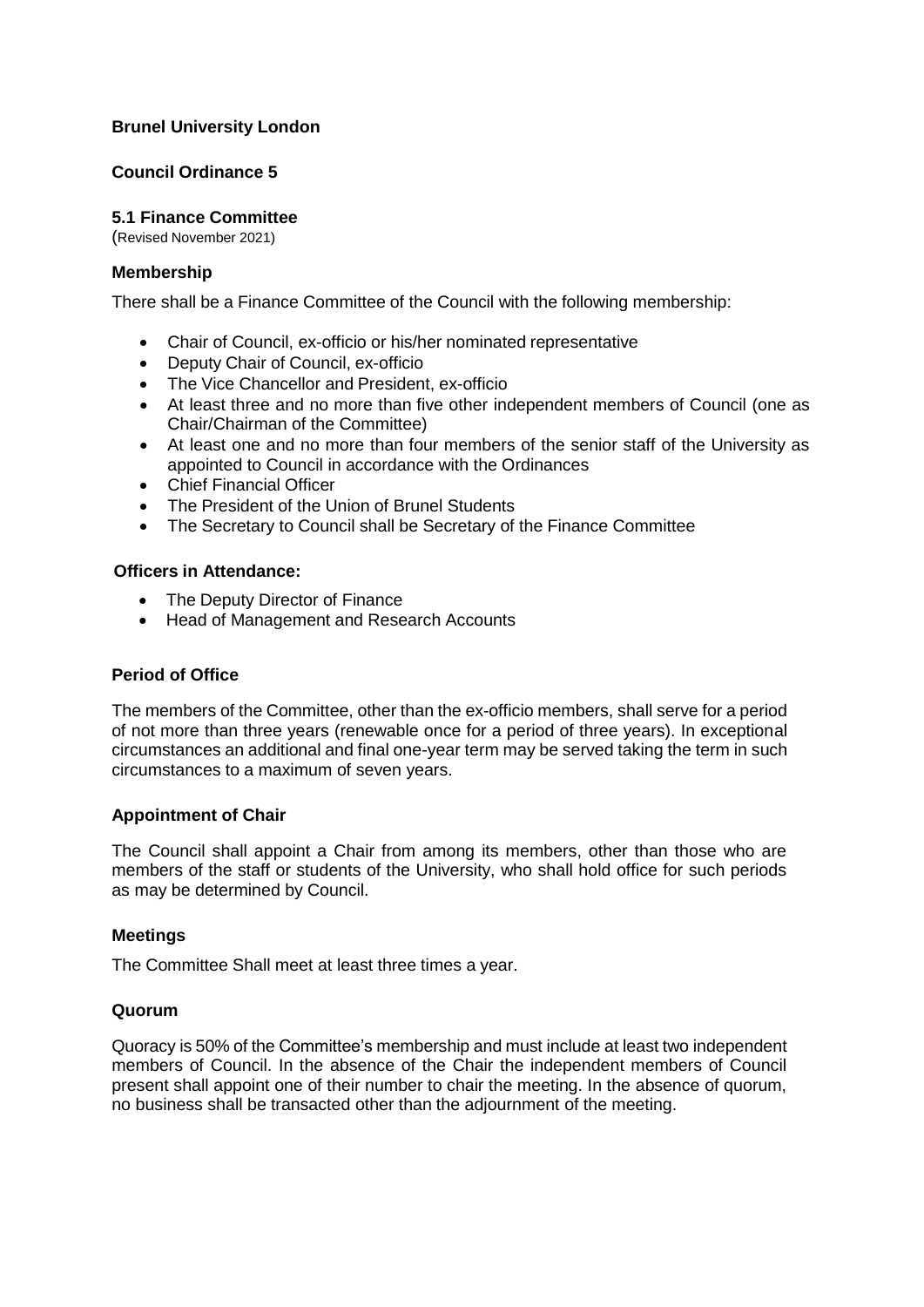**Brunel University London**

**Council Ordinance 5**

**5.1 Finance Committee**

(Revised November 2021)

**Membership**

There shall be a Finance Committee of the Council with the following membership:

- Chair of Council, ex-officio or his/her nominated representative
- Deputy Chair of Council, ex-officio
- The Vice Chancellor and President, ex-officio
- At least three and no more than five other independent members of Council (one as Chair/Chairman of the Committee)
- At least one and no more than four members of the senior staff of the University as appointed to Council in accordance with the Ordinances
- Chief Financial Officer
- The President of the Union of Brunel Students
- The Secretary to Council shall be Secretary of the Finance Committee

**Officers in Attendance:**

- The Deputy Director of Finance
- Head of Management and Research Accounts

**Period of Office**

The members of the Committee, other than the ex-officio members, shall serve for a period of not more than three years (renewable once for a period of three years). In exceptional circumstances an additional and final one-year term may be served taking the term in such circumstances to a maximum of seven years.

**Appointment of Chair**

The Council shall appoint a Chair from among its members, other than those who are members of the staff or students of the University, who shall hold office for such periods as may be determined by Council.

**Meetings**

The Committee Shall meet at least three times a year.

**Quorum**

Quoracy is 50% of the Committee's membership and must include at least two independent members of Council. In the absence of the Chair the independent members of Council present shall appoint one of their number to chair the meeting. In the absence of quorum, no business shall be transacted other than the adjournment of the meeting.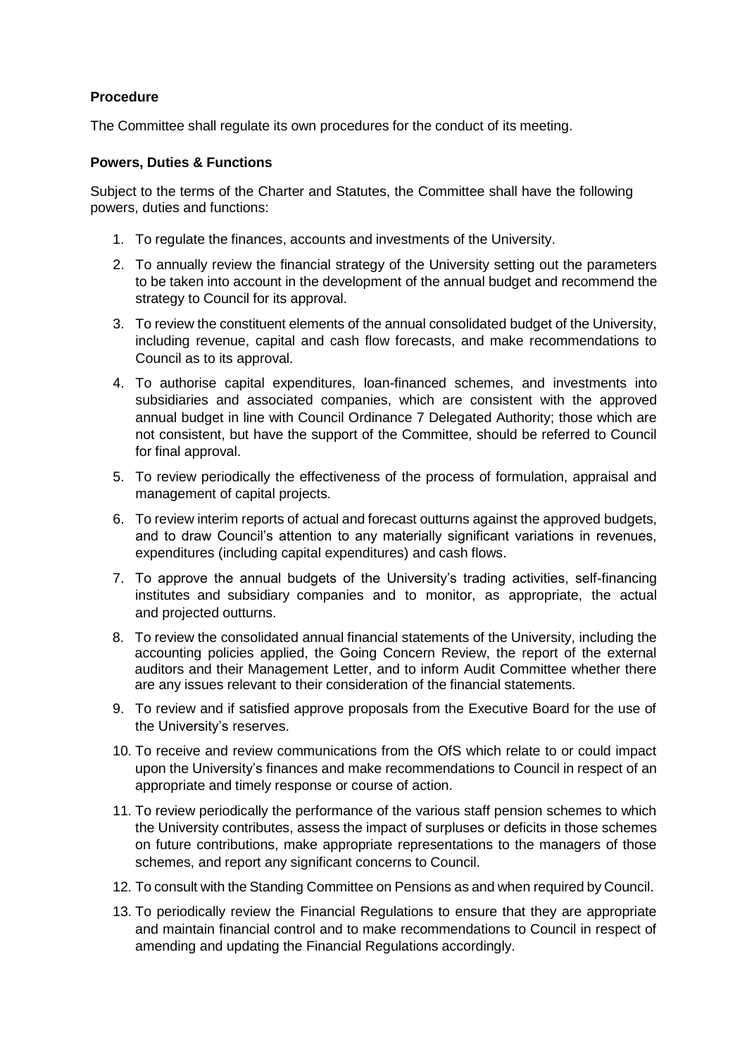**Procedure**

The Committee shall regulate its own procedures for the conduct of its meeting.

**Powers, Duties & Functions**

Subject to the terms of the Charter and Statutes, the Committee shall have the following powers, duties and functions:

1. To regulate the finances, accounts and investments of the University.
2. To annually review the financial strategy of the University setting out the parameters to be taken into account in the development of the annual budget and recommend the strategy to Council for its approval.
3. To review the constituent elements of the annual consolidated budget of the University, including revenue, capital and cash flow forecasts, and make recommendations to Council as to its approval.
4. To authorise capital expenditures, loan-financed schemes, and investments into subsidiaries and associated companies, which are consistent with the approved annual budget in line with Council Ordinance 7 Delegated Authority; those which are not consistent, but have the support of the Committee, should be referred to Council for final approval.
5. To review periodically the effectiveness of the process of formulation, appraisal and management of capital projects.
6. To review interim reports of actual and forecast outturns against the approved budgets, and to draw Council's attention to any materially significant variations in revenues, expenditures (including capital expenditures) and cash flows.
7. To approve the annual budgets of the University's trading activities, self-financing institutes and subsidiary companies and to monitor, as appropriate, the actual and projected outturns.
8. To review the consolidated annual financial statements of the University, including the accounting policies applied, the Going Concern Review, the report of the external auditors and their Management Letter, and to inform Audit Committee whether there are any issues relevant to their consideration of the financial statements.
9. To review and if satisfied approve proposals from the Executive Board for the use of the University's reserves.
10. To receive and review communications from the OfS which relate to or could impact upon the University's finances and make recommendations to Council in respect of an appropriate and timely response or course of action.
11. To review periodically the performance of the various staff pension schemes to which the University contributes, assess the impact of surpluses or deficits in those schemes on future contributions, make appropriate representations to the managers of those schemes, and report any significant concerns to Council.
12. To consult with the Standing Committee on Pensions as and when required by Council.
13. To periodically review the Financial Regulations to ensure that they are appropriate and maintain financial control and to make recommendations to Council in respect of amending and updating the Financial Regulations accordingly.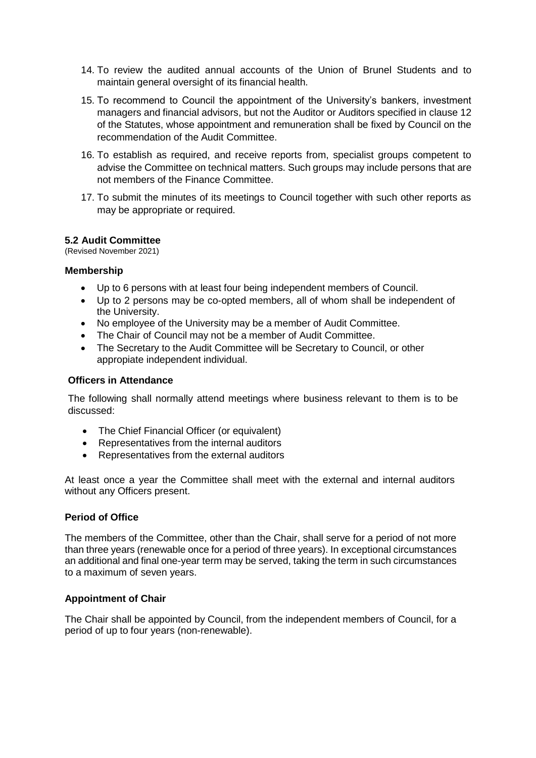14. To review the audited annual accounts of the Union of Brunel Students and to maintain general oversight of its financial health.
15. To recommend to Council the appointment of the University's bankers, investment managers and financial advisors, but not the Auditor or Auditors specified in clause 12 of the Statutes, whose appointment and remuneration shall be fixed by Council on the recommendation of the Audit Committee.
16. To establish as required, and receive reports from, specialist groups competent to advise the Committee on technical matters. Such groups may include persons that are not members of the Finance Committee.
17. To submit the minutes of its meetings to Council together with such other reports as may be appropriate or required.

### 5.2 Audit Committee

(Revised November 2021)

#### Membership

- Up to 6 persons with at least four being independent members of Council.
- Up to 2 persons may be co-opted members, all of whom shall be independent of the University.
- No employee of the University may be a member of Audit Committee.
- The Chair of Council may not be a member of Audit Committee.
- The Secretary to the Audit Committee will be Secretary to Council, or other appropiate independent individual.

#### Officers in Attendance

The following shall normally attend meetings where business relevant to them is to be discussed:

- The Chief Financial Officer (or equivalent)
- Representatives from the internal auditors
- Representatives from the external auditors

At least once a year the Committee shall meet with the external and internal auditors without any Officers present.

#### Period of Office

The members of the Committee, other than the Chair, shall serve for a period of not more than three years (renewable once for a period of three years). In exceptional circumstances an additional and final one-year term may be served, taking the term in such circumstances to a maximum of seven years.

#### Appointment of Chair

The Chair shall be appointed by Council, from the independent members of Council, for a period of up to four years (non-renewable).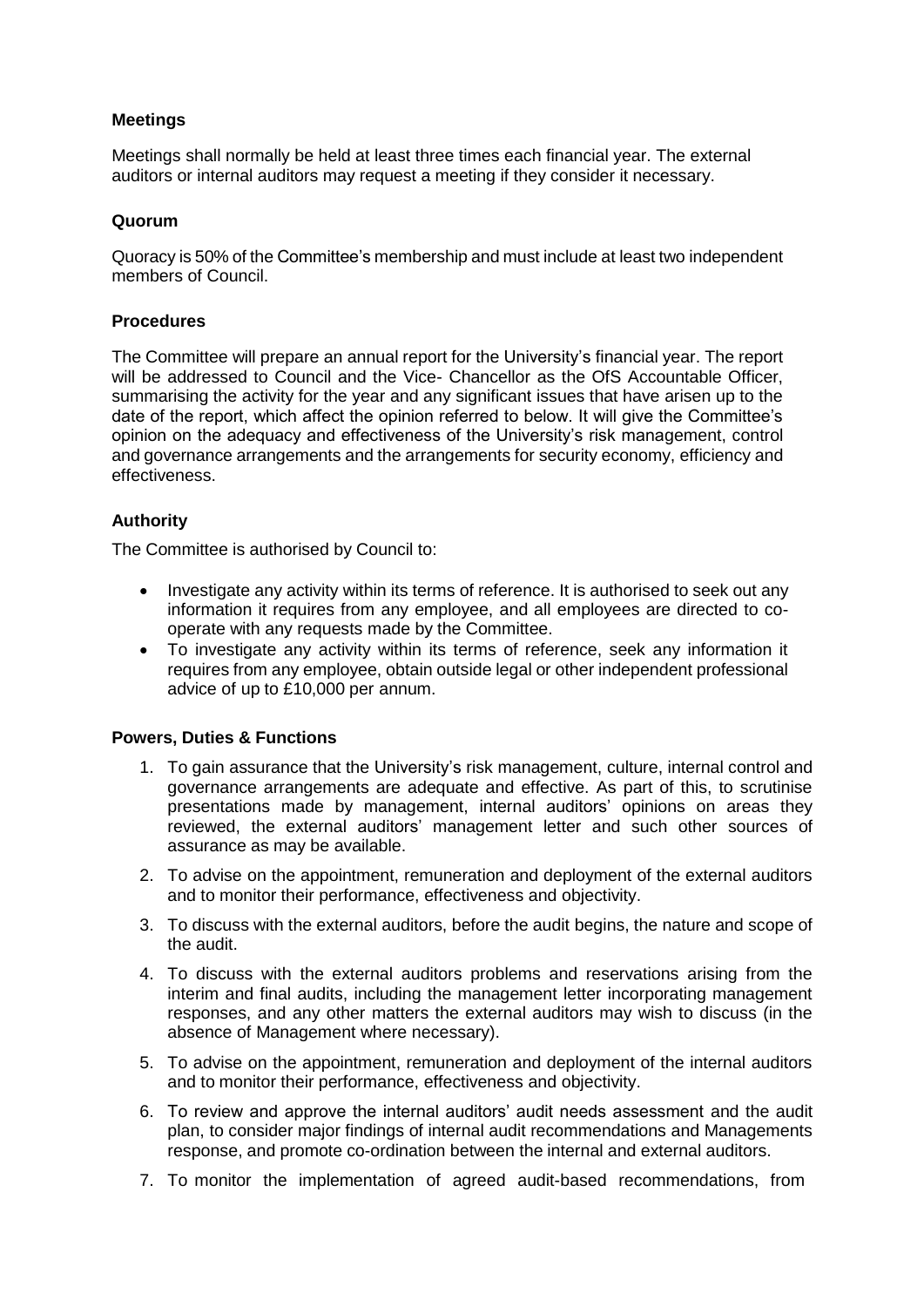### Meetings

Meetings shall normally be held at least three times each financial year. The external auditors or internal auditors may request a meeting if they consider it necessary.

### Quorum

Quoracy is 50% of the Committee's membership and must include at least two independent members of Council.

### Procedures

The Committee will prepare an annual report for the University's financial year. The report will be addressed to Council and the Vice- Chancellor as the OfS Accountable Officer, summarising the activity for the year and any significant issues that have arisen up to the date of the report, which affect the opinion referred to below. It will give the Committee's opinion on the adequacy and effectiveness of the University's risk management, control and governance arrangements and the arrangements for security economy, efficiency and effectiveness.

### Authority

The Committee is authorised by Council to:

- Investigate any activity within its terms of reference. It is authorised to seek out any information it requires from any employee, and all employees are directed to co-operate with any requests made by the Committee.
- To investigate any activity within its terms of reference, seek any information it requires from any employee, obtain outside legal or other independent professional advice of up to £10,000 per annum.

### Powers, Duties & Functions

1. To gain assurance that the University's risk management, culture, internal control and governance arrangements are adequate and effective. As part of this, to scrutinise presentations made by management, internal auditors' opinions on areas they reviewed, the external auditors' management letter and such other sources of assurance as may be available.
2. To advise on the appointment, remuneration and deployment of the external auditors and to monitor their performance, effectiveness and objectivity.
3. To discuss with the external auditors, before the audit begins, the nature and scope of the audit.
4. To discuss with the external auditors problems and reservations arising from the interim and final audits, including the management letter incorporating management responses, and any other matters the external auditors may wish to discuss (in the absence of Management where necessary).
5. To advise on the appointment, remuneration and deployment of the internal auditors and to monitor their performance, effectiveness and objectivity.
6. To review and approve the internal auditors' audit needs assessment and the audit plan, to consider major findings of internal audit recommendations and Managements response, and promote co-ordination between the internal and external auditors.
7. To monitor the implementation of agreed audit-based recommendations, from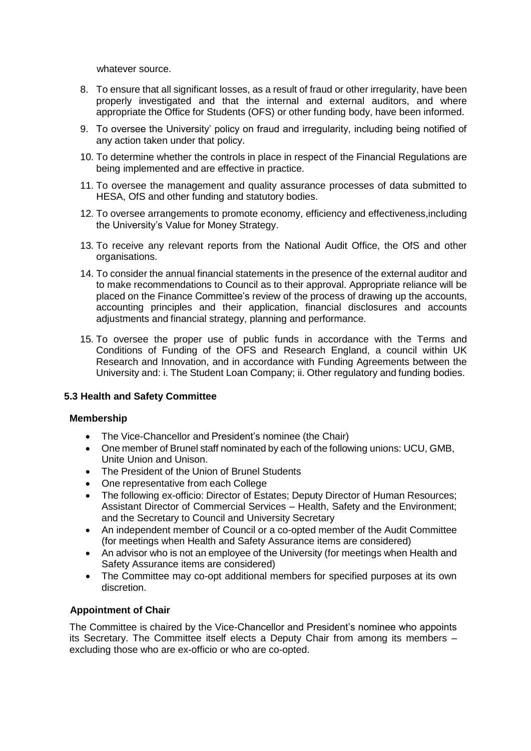whatever source.

8. To ensure that all significant losses, as a result of fraud or other irregularity, have been properly investigated and that the internal and external auditors, and where appropriate the Office for Students (OFS) or other funding body, have been informed.

9. To oversee the University' policy on fraud and irregularity, including being notified of any action taken under that policy.

10. To determine whether the controls in place in respect of the Financial Regulations are being implemented and are effective in practice.

11. To oversee the management and quality assurance processes of data submitted to HESA, OfS and other funding and statutory bodies.

12. To oversee arrangements to promote economy, efficiency and effectiveness,including the University's Value for Money Strategy.

13. To receive any relevant reports from the National Audit Office, the OfS and other organisations.

14. To consider the annual financial statements in the presence of the external auditor and to make recommendations to Council as to their approval. Appropriate reliance will be placed on the Finance Committee's review of the process of drawing up the accounts, accounting principles and their application, financial disclosures and accounts adjustments and financial strategy, planning and performance.

15. To oversee the proper use of public funds in accordance with the Terms and Conditions of Funding of the OFS and Research England, a council within UK Research and Innovation, and in accordance with Funding Agreements between the University and: i. The Student Loan Company; ii. Other regulatory and funding bodies.

### 5.3 Health and Safety Committee

#### Membership

- The Vice-Chancellor and President's nominee (the Chair)
- One member of Brunel staff nominated by each of the following unions: UCU, GMB, Unite Union and Unison.
- The President of the Union of Brunel Students
- One representative from each College
- The following ex-officio: Director of Estates; Deputy Director of Human Resources; Assistant Director of Commercial Services – Health, Safety and the Environment; and the Secretary to Council and University Secretary
- An independent member of Council or a co-opted member of the Audit Committee (for meetings when Health and Safety Assurance items are considered)
- An advisor who is not an employee of the University (for meetings when Health and Safety Assurance items are considered)
- The Committee may co-opt additional members for specified purposes at its own discretion.

#### Appointment of Chair

The Committee is chaired by the Vice-Chancellor and President's nominee who appoints its Secretary. The Committee itself elects a Deputy Chair from among its members – excluding those who are ex-officio or who are co-opted.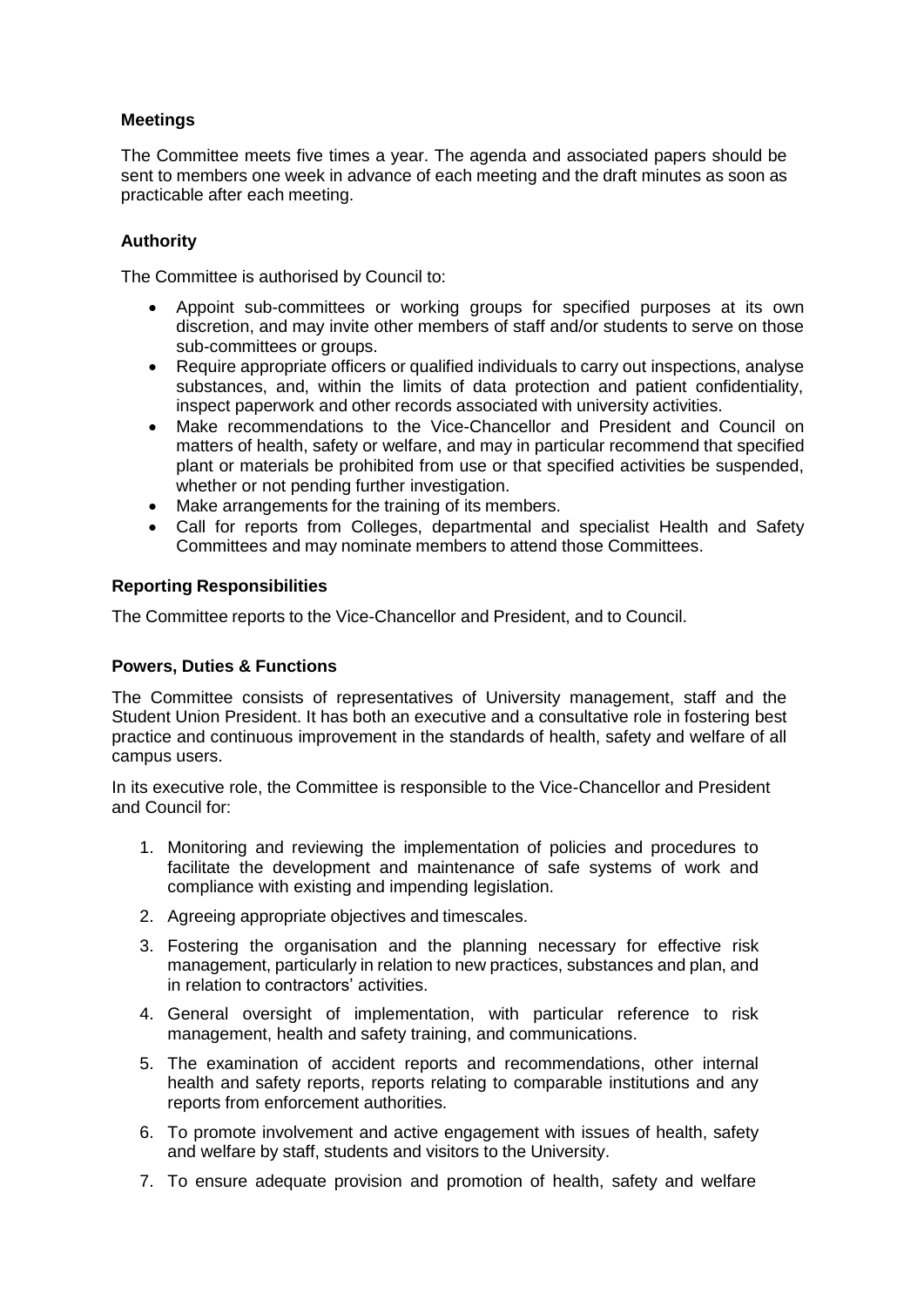### Meetings

The Committee meets five times a year. The agenda and associated papers should be sent to members one week in advance of each meeting and the draft minutes as soon as practicable after each meeting.

### Authority

The Committee is authorised by Council to:

- Appoint sub-committees or working groups for specified purposes at its own discretion, and may invite other members of staff and/or students to serve on those sub-committees or groups.
- Require appropriate officers or qualified individuals to carry out inspections, analyse substances, and, within the limits of data protection and patient confidentiality, inspect paperwork and other records associated with university activities.
- Make recommendations to the Vice-Chancellor and President and Council on matters of health, safety or welfare, and may in particular recommend that specified plant or materials be prohibited from use or that specified activities be suspended, whether or not pending further investigation.
- Make arrangements for the training of its members.
- Call for reports from Colleges, departmental and specialist Health and Safety Committees and may nominate members to attend those Committees.

### Reporting Responsibilities

The Committee reports to the Vice-Chancellor and President, and to Council.

### Powers, Duties & Functions

The Committee consists of representatives of University management, staff and the Student Union President. It has both an executive and a consultative role in fostering best practice and continuous improvement in the standards of health, safety and welfare of all campus users.

In its executive role, the Committee is responsible to the Vice-Chancellor and President and Council for:

1. Monitoring and reviewing the implementation of policies and procedures to facilitate the development and maintenance of safe systems of work and compliance with existing and impending legislation.
2. Agreeing appropriate objectives and timescales.
3. Fostering the organisation and the planning necessary for effective risk management, particularly in relation to new practices, substances and plan, and in relation to contractors' activities.
4. General oversight of implementation, with particular reference to risk management, health and safety training, and communications.
5. The examination of accident reports and recommendations, other internal health and safety reports, reports relating to comparable institutions and any reports from enforcement authorities.
6. To promote involvement and active engagement with issues of health, safety and welfare by staff, students and visitors to the University.
7. To ensure adequate provision and promotion of health, safety and welfare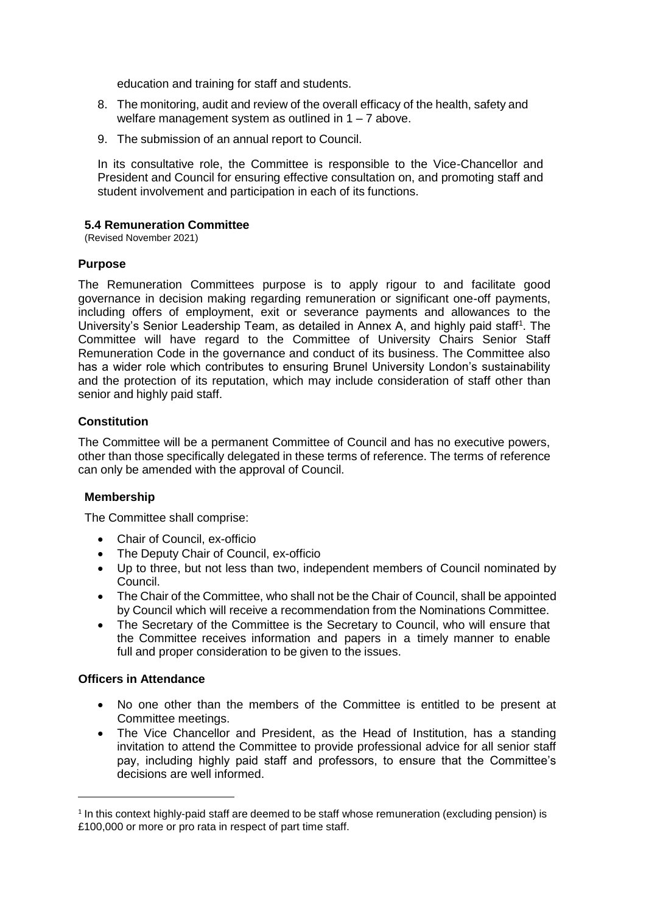education and training for staff and students.

8. The monitoring, audit and review of the overall efficacy of the health, safety and welfare management system as outlined in 1 – 7 above.
9. The submission of an annual report to Council.

In its consultative role, the Committee is responsible to the Vice-Chancellor and President and Council for ensuring effective consultation on, and promoting staff and student involvement and participation in each of its functions.

### 5.4 Remuneration Committee

(Revised November 2021)

**Purpose**

The Remuneration Committees purpose is to apply rigour to and facilitate good governance in decision making regarding remuneration or significant one-off payments, including offers of employment, exit or severance payments and allowances to the University's Senior Leadership Team, as detailed in Annex A, and highly paid staff[1]. The Committee will have regard to the Committee of University Chairs Senior Staff Remuneration Code in the governance and conduct of its business. The Committee also has a wider role which contributes to ensuring Brunel University London's sustainability and the protection of its reputation, which may include consideration of staff other than senior and highly paid staff.

**Constitution**

The Committee will be a permanent Committee of Council and has no executive powers, other than those specifically delegated in these terms of reference. The terms of reference can only be amended with the approval of Council.

**Membership**

The Committee shall comprise:

- Chair of Council, ex-officio
- The Deputy Chair of Council, ex-officio
- Up to three, but not less than two, independent members of Council nominated by Council.
- The Chair of the Committee, who shall not be the Chair of Council, shall be appointed by Council which will receive a recommendation from the Nominations Committee.
- The Secretary of the Committee is the Secretary to Council, who will ensure that the Committee receives information and papers in a timely manner to enable full and proper consideration to be given to the issues.

**Officers in Attendance**

- No one other than the members of the Committee is entitled to be present at Committee meetings.
- The Vice Chancellor and President, as the Head of Institution, has a standing invitation to attend the Committee to provide professional advice for all senior staff pay, including highly paid staff and professors, to ensure that the Committee's decisions are well informed.

[1] In this context highly-paid staff are deemed to be staff whose remuneration (excluding pension) is £100,000 or more or pro rata in respect of part time staff.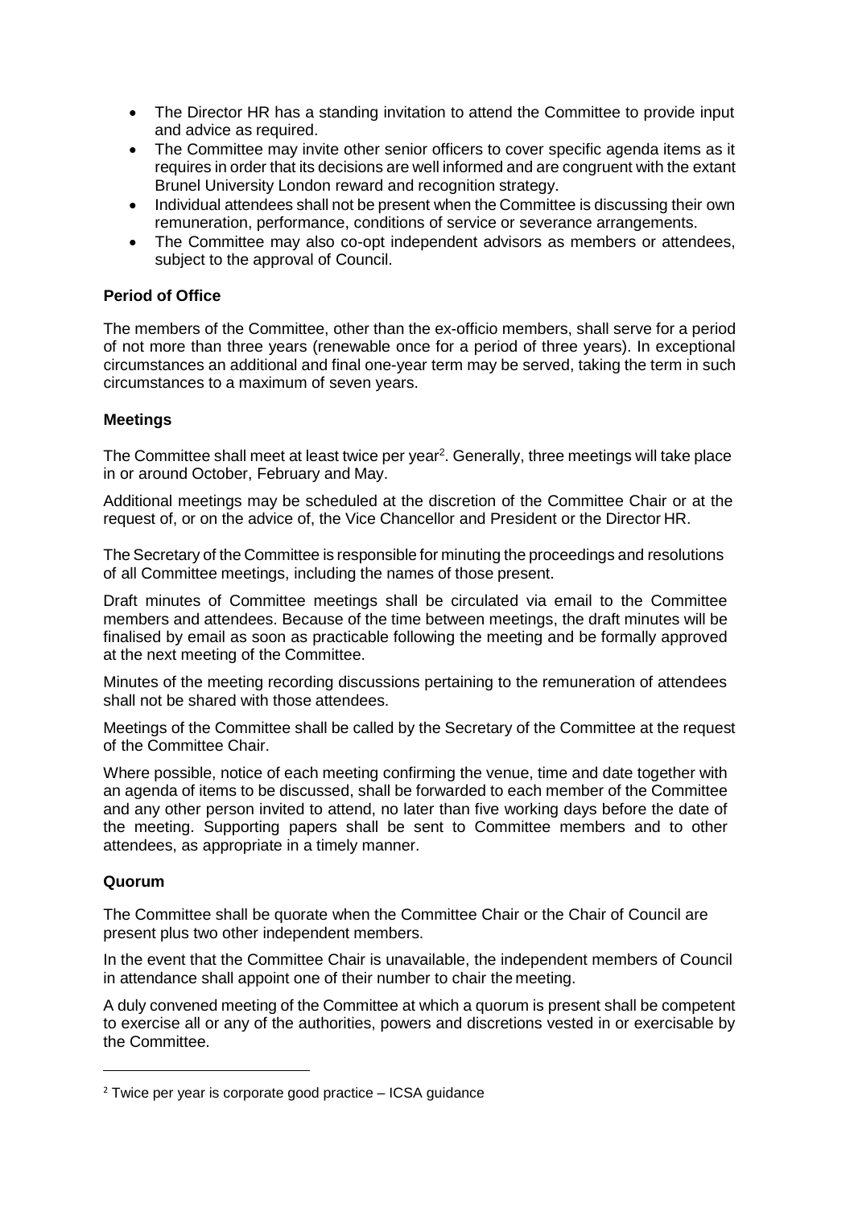- The Director HR has a standing invitation to attend the Committee to provide input and advice as required.
- The Committee may invite other senior officers to cover specific agenda items as it requires in order that its decisions are well informed and are congruent with the extant Brunel University London reward and recognition strategy.
- Individual attendees shall not be present when the Committee is discussing their own remuneration, performance, conditions of service or severance arrangements.
- The Committee may also co-opt independent advisors as members or attendees, subject to the approval of Council.

**Period of Office**

The members of the Committee, other than the ex-officio members, shall serve for a period of not more than three years (renewable once for a period of three years). In exceptional circumstances an additional and final one-year term may be served, taking the term in such circumstances to a maximum of seven years.

**Meetings**

The Committee shall meet at least twice per year[2]. Generally, three meetings will take place in or around October, February and May.

Additional meetings may be scheduled at the discretion of the Committee Chair or at the request of, or on the advice of, the Vice Chancellor and President or the Director HR.

The Secretary of the Committee is responsible for minuting the proceedings and resolutions of all Committee meetings, including the names of those present.

Draft minutes of Committee meetings shall be circulated via email to the Committee members and attendees. Because of the time between meetings, the draft minutes will be finalised by email as soon as practicable following the meeting and be formally approved at the next meeting of the Committee.

Minutes of the meeting recording discussions pertaining to the remuneration of attendees shall not be shared with those attendees.

Meetings of the Committee shall be called by the Secretary of the Committee at the request of the Committee Chair.

Where possible, notice of each meeting confirming the venue, time and date together with an agenda of items to be discussed, shall be forwarded to each member of the Committee and any other person invited to attend, no later than five working days before the date of the meeting. Supporting papers shall be sent to Committee members and to other attendees, as appropriate in a timely manner.

**Quorum**

The Committee shall be quorate when the Committee Chair or the Chair of Council are present plus two other independent members.

In the event that the Committee Chair is unavailable, the independent members of Council in attendance shall appoint one of their number to chair the meeting.

A duly convened meeting of the Committee at which a quorum is present shall be competent to exercise all or any of the authorities, powers and discretions vested in or exercisable by the Committee.

[2] Twice per year is corporate good practice – ICSA guidance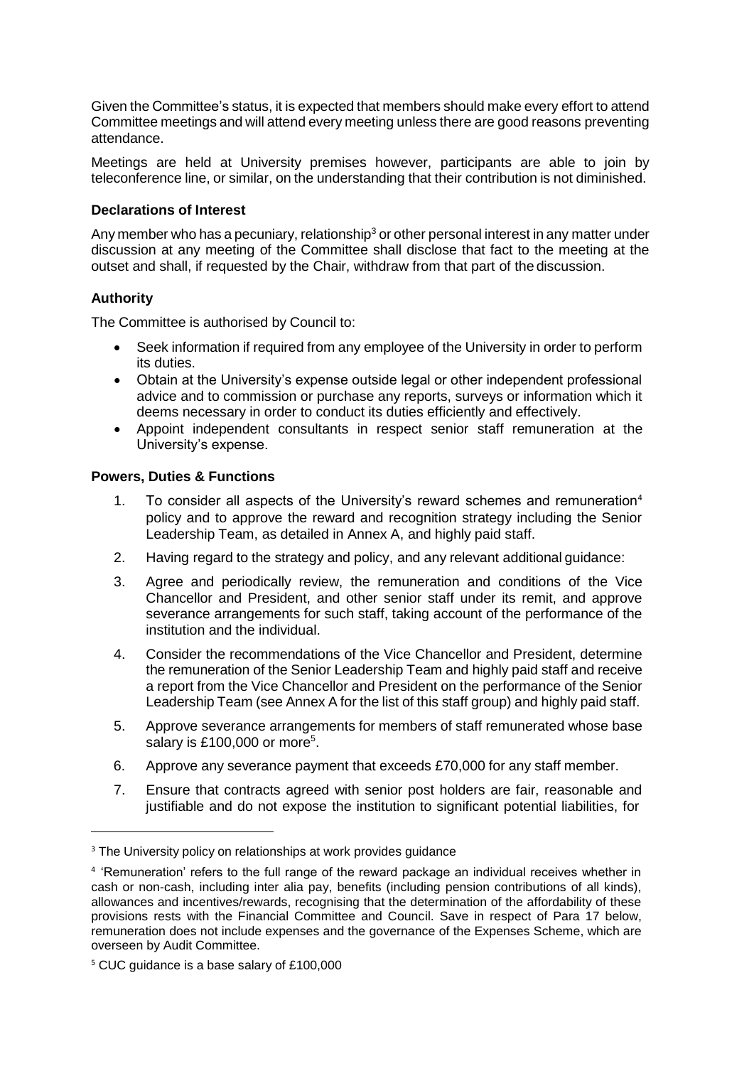Given the Committee's status, it is expected that members should make every effort to attend Committee meetings and will attend every meeting unless there are good reasons preventing attendance.

Meetings are held at University premises however, participants are able to join by teleconference line, or similar, on the understanding that their contribution is not diminished.

**Declarations of Interest**

Any member who has a pecuniary, relationship[3] or other personal interest in any matter under discussion at any meeting of the Committee shall disclose that fact to the meeting at the outset and shall, if requested by the Chair, withdraw from that part of the discussion.

**Authority**

The Committee is authorised by Council to:

- Seek information if required from any employee of the University in order to perform its duties.
- Obtain at the University's expense outside legal or other independent professional advice and to commission or purchase any reports, surveys or information which it deems necessary in order to conduct its duties efficiently and effectively.
- Appoint independent consultants in respect senior staff remuneration at the University's expense.

**Powers, Duties & Functions**

1. To consider all aspects of the University's reward schemes and remuneration[4] policy and to approve the reward and recognition strategy including the Senior Leadership Team, as detailed in Annex A, and highly paid staff.
2. Having regard to the strategy and policy, and any relevant additional guidance:
3. Agree and periodically review, the remuneration and conditions of the Vice Chancellor and President, and other senior staff under its remit, and approve severance arrangements for such staff, taking account of the performance of the institution and the individual.
4. Consider the recommendations of the Vice Chancellor and President, determine the remuneration of the Senior Leadership Team and highly paid staff and receive a report from the Vice Chancellor and President on the performance of the Senior Leadership Team (see Annex A for the list of this staff group) and highly paid staff.
5. Approve severance arrangements for members of staff remunerated whose base salary is £100,000 or more[5].
6. Approve any severance payment that exceeds £70,000 for any staff member.
7. Ensure that contracts agreed with senior post holders are fair, reasonable and justifiable and do not expose the institution to significant potential liabilities, for

---

[3] The University policy on relationships at work provides guidance

[4] 'Remuneration' refers to the full range of the reward package an individual receives whether in cash or non-cash, including inter alia pay, benefits (including pension contributions of all kinds), allowances and incentives/rewards, recognising that the determination of the affordability of these provisions rests with the Financial Committee and Council. Save in respect of Para 17 below, remuneration does not include expenses and the governance of the Expenses Scheme, which are overseen by Audit Committee.

[5] CUC guidance is a base salary of £100,000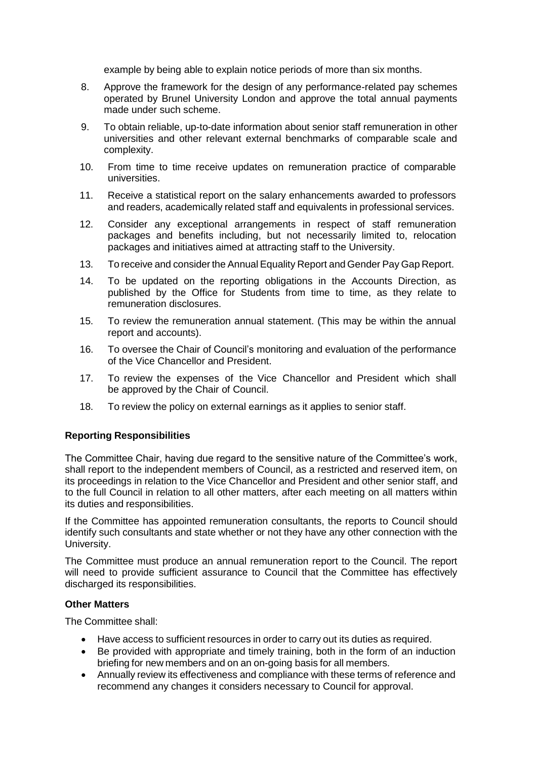example by being able to explain notice periods of more than six months.

8. Approve the framework for the design of any performance-related pay schemes operated by Brunel University London and approve the total annual payments made under such scheme.
9. To obtain reliable, up-to-date information about senior staff remuneration in other universities and other relevant external benchmarks of comparable scale and complexity.
10. From time to time receive updates on remuneration practice of comparable universities.
11. Receive a statistical report on the salary enhancements awarded to professors and readers, academically related staff and equivalents in professional services.
12. Consider any exceptional arrangements in respect of staff remuneration packages and benefits including, but not necessarily limited to, relocation packages and initiatives aimed at attracting staff to the University.
13. To receive and consider the Annual Equality Report and Gender Pay Gap Report.
14. To be updated on the reporting obligations in the Accounts Direction, as published by the Office for Students from time to time, as they relate to remuneration disclosures.
15. To review the remuneration annual statement. (This may be within the annual report and accounts).
16. To oversee the Chair of Council's monitoring and evaluation of the performance of the Vice Chancellor and President.
17. To review the expenses of the Vice Chancellor and President which shall be approved by the Chair of Council.
18. To review the policy on external earnings as it applies to senior staff.

**Reporting Responsibilities**

The Committee Chair, having due regard to the sensitive nature of the Committee's work, shall report to the independent members of Council, as a restricted and reserved item, on its proceedings in relation to the Vice Chancellor and President and other senior staff, and to the full Council in relation to all other matters, after each meeting on all matters within its duties and responsibilities.

If the Committee has appointed remuneration consultants, the reports to Council should identify such consultants and state whether or not they have any other connection with the University.

The Committee must produce an annual remuneration report to the Council. The report will need to provide sufficient assurance to Council that the Committee has effectively discharged its responsibilities.

**Other Matters**

The Committee shall:

- Have access to sufficient resources in order to carry out its duties as required.
- Be provided with appropriate and timely training, both in the form of an induction briefing for new members and on an on-going basis for all members.
- Annually review its effectiveness and compliance with these terms of reference and recommend any changes it considers necessary to Council for approval.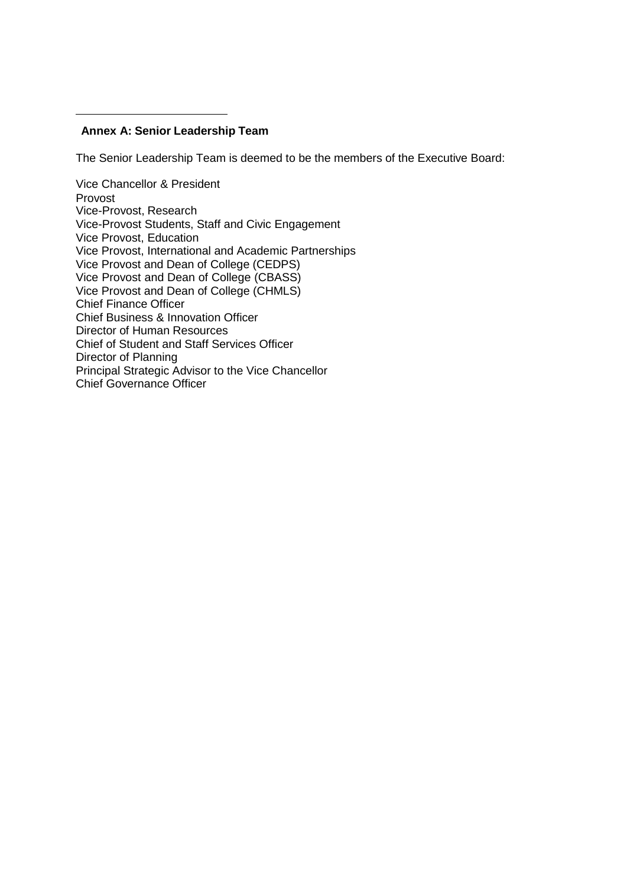## Annex A: Senior Leadership Team

The Senior Leadership Team is deemed to be the members of the Executive Board:

Vice Chancellor & President
Provost
Vice-Provost, Research
Vice-Provost Students, Staff and Civic Engagement
Vice Provost, Education
Vice Provost, International and Academic Partnerships
Vice Provost and Dean of College (CEDPS)
Vice Provost and Dean of College (CBASS)
Vice Provost and Dean of College (CHMLS)
Chief Finance Officer
Chief Business & Innovation Officer
Director of Human Resources
Chief of Student and Staff Services Officer
Director of Planning
Principal Strategic Advisor to the Vice Chancellor
Chief Governance Officer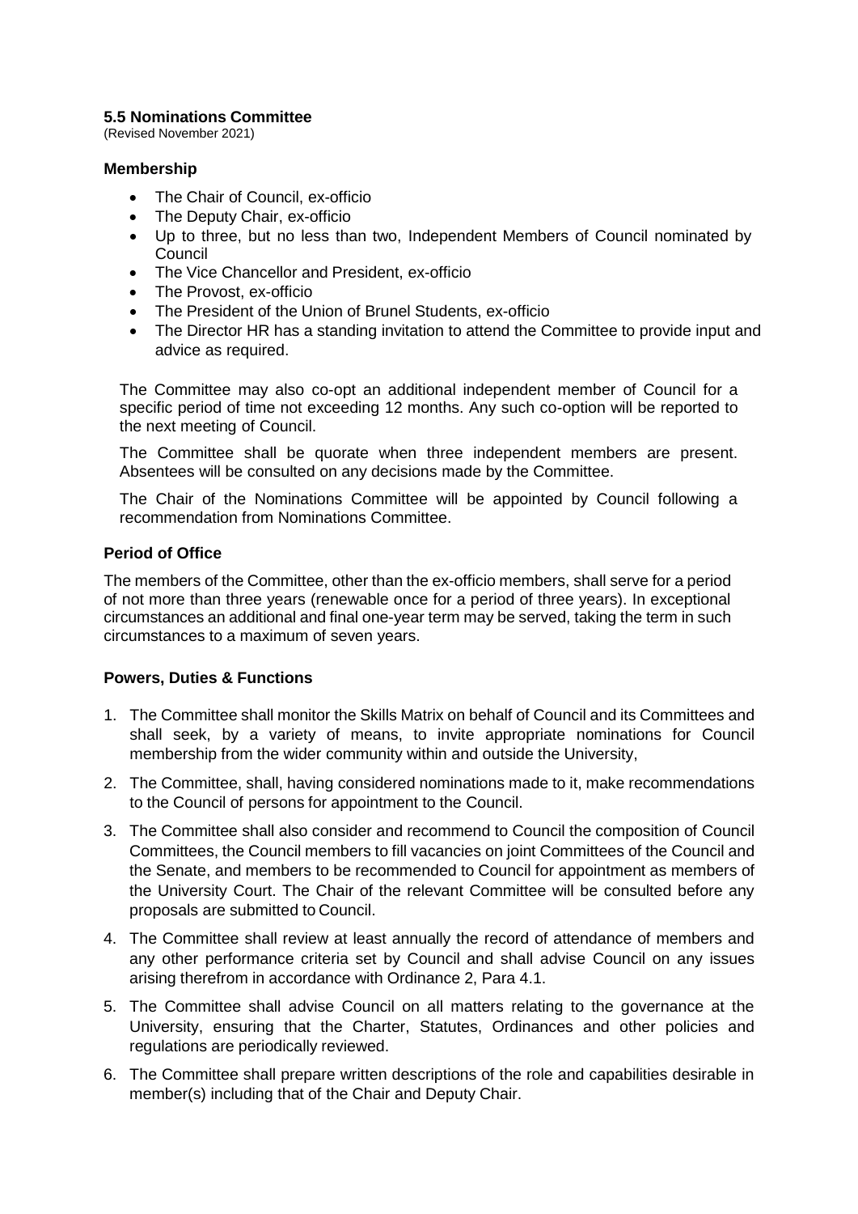### 5.5 Nominations Committee

(Revised November 2021)

#### Membership

- The Chair of Council, ex-officio
- The Deputy Chair, ex-officio
- Up to three, but no less than two, Independent Members of Council nominated by Council
- The Vice Chancellor and President, ex-officio
- The Provost, ex-officio
- The President of the Union of Brunel Students, ex-officio
- The Director HR has a standing invitation to attend the Committee to provide input and advice as required.

The Committee may also co-opt an additional independent member of Council for a specific period of time not exceeding 12 months. Any such co-option will be reported to the next meeting of Council.

The Committee shall be quorate when three independent members are present. Absentees will be consulted on any decisions made by the Committee.

The Chair of the Nominations Committee will be appointed by Council following a recommendation from Nominations Committee.

#### Period of Office

The members of the Committee, other than the ex-officio members, shall serve for a period of not more than three years (renewable once for a period of three years). In exceptional circumstances an additional and final one-year term may be served, taking the term in such circumstances to a maximum of seven years.

#### Powers, Duties & Functions

1. The Committee shall monitor the Skills Matrix on behalf of Council and its Committees and shall seek, by a variety of means, to invite appropriate nominations for Council membership from the wider community within and outside the University,
2. The Committee, shall, having considered nominations made to it, make recommendations to the Council of persons for appointment to the Council.
3. The Committee shall also consider and recommend to Council the composition of Council Committees, the Council members to fill vacancies on joint Committees of the Council and the Senate, and members to be recommended to Council for appointment as members of the University Court. The Chair of the relevant Committee will be consulted before any proposals are submitted to Council.
4. The Committee shall review at least annually the record of attendance of members and any other performance criteria set by Council and shall advise Council on any issues arising therefrom in accordance with Ordinance 2, Para 4.1.
5. The Committee shall advise Council on all matters relating to the governance at the University, ensuring that the Charter, Statutes, Ordinances and other policies and regulations are periodically reviewed.
6. The Committee shall prepare written descriptions of the role and capabilities desirable in member(s) including that of the Chair and Deputy Chair.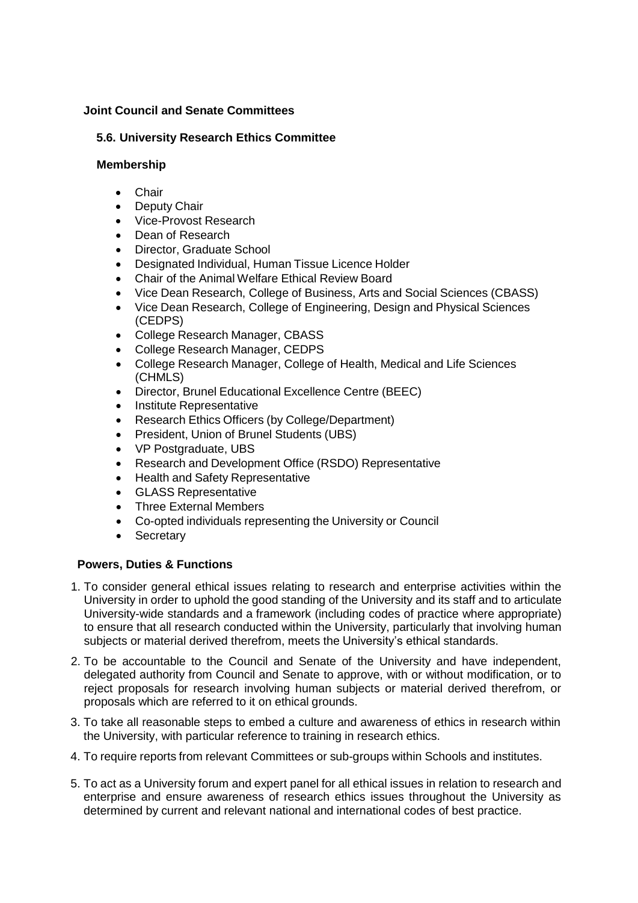**Joint Council and Senate Committees**

### 5.6. University Research Ethics Committee

**Membership**

- Chair
- Deputy Chair
- Vice-Provost Research
- Dean of Research
- Director, Graduate School
- Designated Individual, Human Tissue Licence Holder
- Chair of the Animal Welfare Ethical Review Board
- Vice Dean Research, College of Business, Arts and Social Sciences (CBASS)
- Vice Dean Research, College of Engineering, Design and Physical Sciences (CEDPS)
- College Research Manager, CBASS
- College Research Manager, CEDPS
- College Research Manager, College of Health, Medical and Life Sciences (CHMLS)
- Director, Brunel Educational Excellence Centre (BEEC)
- Institute Representative
- Research Ethics Officers (by College/Department)
- President, Union of Brunel Students (UBS)
- VP Postgraduate, UBS
- Research and Development Office (RSDO) Representative
- Health and Safety Representative
- GLASS Representative
- Three External Members
- Co-opted individuals representing the University or Council
- Secretary

**Powers, Duties & Functions**

1. To consider general ethical issues relating to research and enterprise activities within the University in order to uphold the good standing of the University and its staff and to articulate University-wide standards and a framework (including codes of practice where appropriate) to ensure that all research conducted within the University, particularly that involving human subjects or material derived therefrom, meets the University's ethical standards.
2. To be accountable to the Council and Senate of the University and have independent, delegated authority from Council and Senate to approve, with or without modification, or to reject proposals for research involving human subjects or material derived therefrom, or proposals which are referred to it on ethical grounds.
3. To take all reasonable steps to embed a culture and awareness of ethics in research within the University, with particular reference to training in research ethics.
4. To require reports from relevant Committees or sub-groups within Schools and institutes.
5. To act as a University forum and expert panel for all ethical issues in relation to research and enterprise and ensure awareness of research ethics issues throughout the University as determined by current and relevant national and international codes of best practice.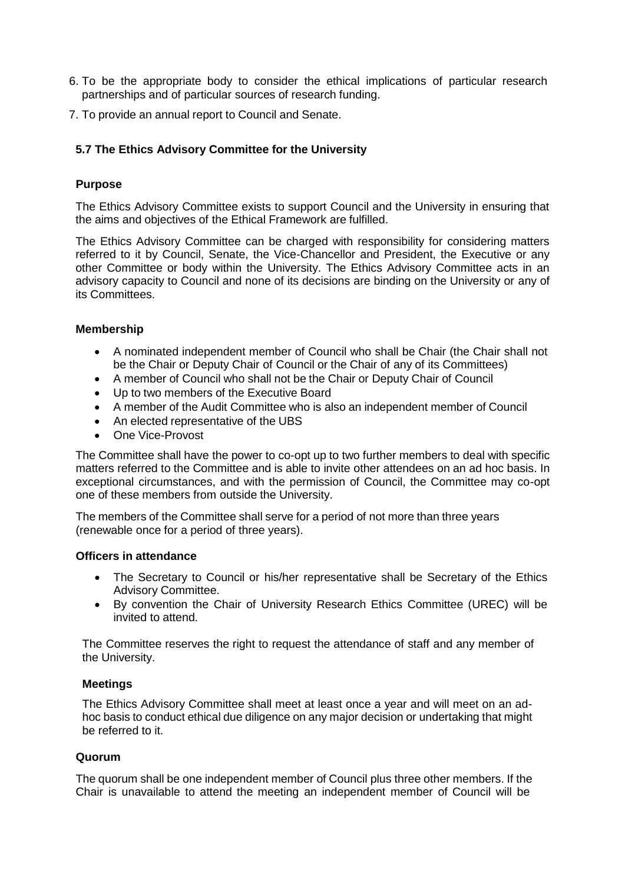6. To be the appropriate body to consider the ethical implications of particular research partnerships and of particular sources of research funding.
7. To provide an annual report to Council and Senate.

### 5.7 The Ethics Advisory Committee for the University

**Purpose**

The Ethics Advisory Committee exists to support Council and the University in ensuring that the aims and objectives of the Ethical Framework are fulfilled.

The Ethics Advisory Committee can be charged with responsibility for considering matters referred to it by Council, Senate, the Vice-Chancellor and President, the Executive or any other Committee or body within the University. The Ethics Advisory Committee acts in an advisory capacity to Council and none of its decisions are binding on the University or any of its Committees.

**Membership**

- A nominated independent member of Council who shall be Chair (the Chair shall not be the Chair or Deputy Chair of Council or the Chair of any of its Committees)
- A member of Council who shall not be the Chair or Deputy Chair of Council
- Up to two members of the Executive Board
- A member of the Audit Committee who is also an independent member of Council
- An elected representative of the UBS
- One Vice-Provost

The Committee shall have the power to co-opt up to two further members to deal with specific matters referred to the Committee and is able to invite other attendees on an ad hoc basis. In exceptional circumstances, and with the permission of Council, the Committee may co-opt one of these members from outside the University.

The members of the Committee shall serve for a period of not more than three years (renewable once for a period of three years).

**Officers in attendance**

- The Secretary to Council or his/her representative shall be Secretary of the Ethics Advisory Committee.
- By convention the Chair of University Research Ethics Committee (UREC) will be invited to attend.

The Committee reserves the right to request the attendance of staff and any member of the University.

**Meetings**

The Ethics Advisory Committee shall meet at least once a year and will meet on an ad-hoc basis to conduct ethical due diligence on any major decision or undertaking that might be referred to it.

**Quorum**

The quorum shall be one independent member of Council plus three other members. If the Chair is unavailable to attend the meeting an independent member of Council will be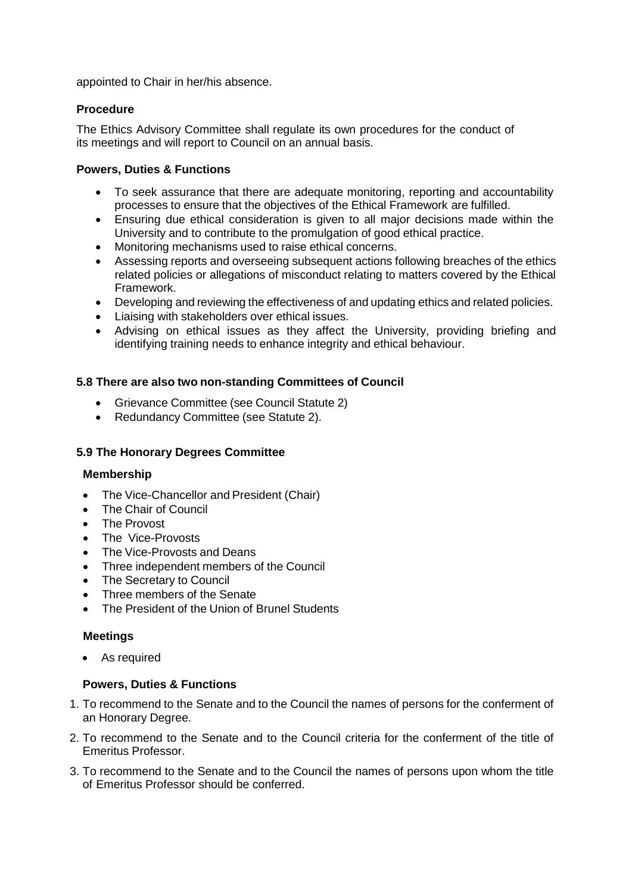appointed to Chair in her/his absence.

**Procedure**

The Ethics Advisory Committee shall regulate its own procedures for the conduct of its meetings and will report to Council on an annual basis.

**Powers, Duties & Functions**

- To seek assurance that there are adequate monitoring, reporting and accountability processes to ensure that the objectives of the Ethical Framework are fulfilled.
- Ensuring due ethical consideration is given to all major decisions made within the University and to contribute to the promulgation of good ethical practice.
- Monitoring mechanisms used to raise ethical concerns.
- Assessing reports and overseeing subsequent actions following breaches of the ethics related policies or allegations of misconduct relating to matters covered by the Ethical Framework.
- Developing and reviewing the effectiveness of and updating ethics and related policies.
- Liaising with stakeholders over ethical issues.
- Advising on ethical issues as they affect the University, providing briefing and identifying training needs to enhance integrity and ethical behaviour.

### 5.8 There are also two non-standing Committees of Council

- Grievance Committee (see Council Statute 2)
- Redundancy Committee (see Statute 2).

### 5.9 The Honorary Degrees Committee

**Membership**

- The Vice-Chancellor and President (Chair)
- The Chair of Council
- The Provost
- The Vice-Provosts
- The Vice-Provosts and Deans
- Three independent members of the Council
- The Secretary to Council
- Three members of the Senate
- The President of the Union of Brunel Students

**Meetings**

- As required

**Powers, Duties & Functions**

1. To recommend to the Senate and to the Council the names of persons for the conferment of an Honorary Degree.
2. To recommend to the Senate and to the Council criteria for the conferment of the title of Emeritus Professor.
3. To recommend to the Senate and to the Council the names of persons upon whom the title of Emeritus Professor should be conferred.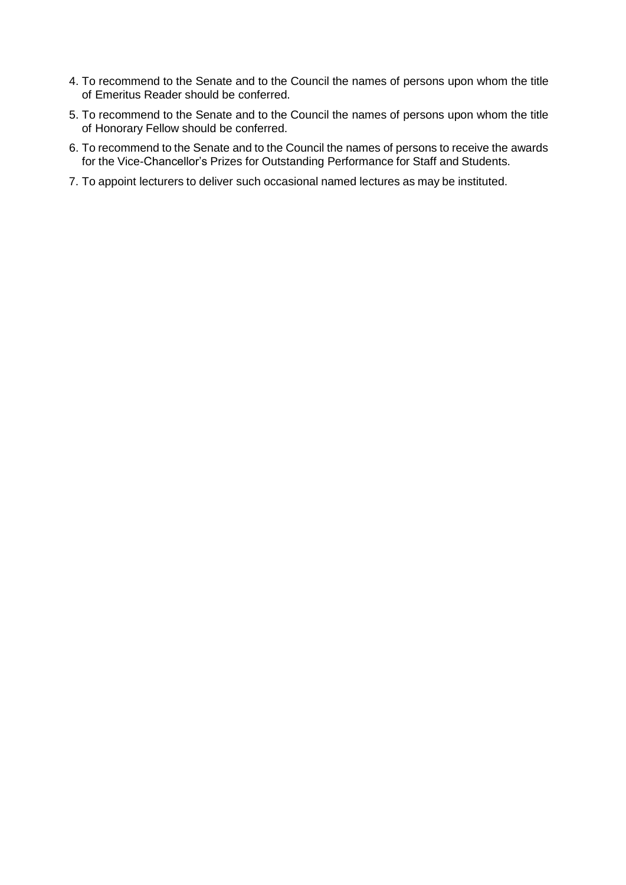4. To recommend to the Senate and to the Council the names of persons upon whom the title of Emeritus Reader should be conferred.
5. To recommend to the Senate and to the Council the names of persons upon whom the title of Honorary Fellow should be conferred.
6. To recommend to the Senate and to the Council the names of persons to receive the awards for the Vice-Chancellor's Prizes for Outstanding Performance for Staff and Students.
7. To appoint lecturers to deliver such occasional named lectures as may be instituted.